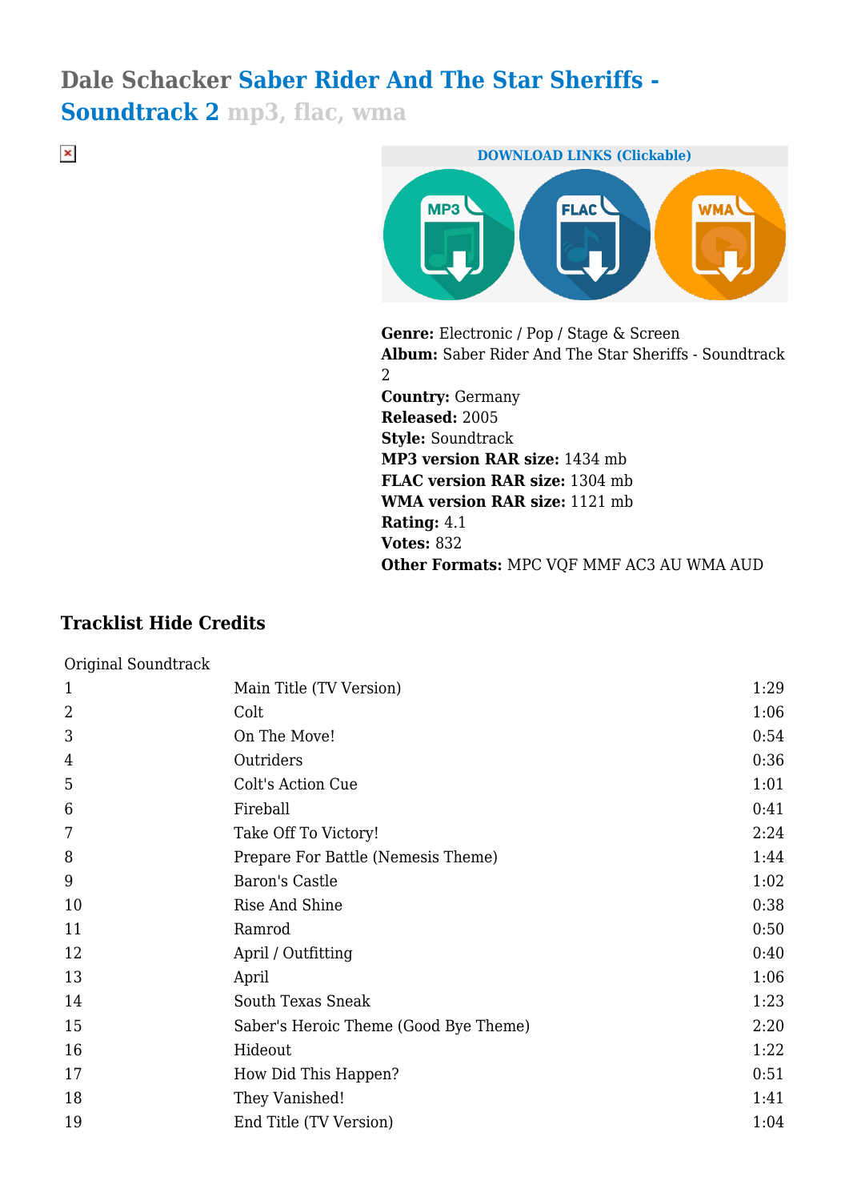# Dale Schacker Saber Rider And The Star Sheriffs - Soundtrack 2 mp3, flac, wma

**DOWNLOAD LINKS (Clickable)**

**Genre:** Electronic / Pop / Stage & Screen
**Album:** Saber Rider And The Star Sheriffs - Soundtrack 2
**Country:** Germany
**Released:** 2005
**Style:** Soundtrack
**MP3 version RAR size:** 1434 mb
**FLAC version RAR size:** 1304 mb
**WMA version RAR size:** 1121 mb
**Rating:** 4.1
**Votes:** 832
**Other Formats:** MPC VQF MMF AC3 AU WMA AUD

### Tracklist Hide Credits

| Original Soundtrack | | |
|---|---|---|
| 1 | Main Title (TV Version) | 1:29 |
| 2 | Colt | 1:06 |
| 3 | On The Move! | 0:54 |
| 4 | Outriders | 0:36 |
| 5 | Colt's Action Cue | 1:01 |
| 6 | Fireball | 0:41 |
| 7 | Take Off To Victory! | 2:24 |
| 8 | Prepare For Battle (Nemesis Theme) | 1:44 |
| 9 | Baron's Castle | 1:02 |
| 10 | Rise And Shine | 0:38 |
| 11 | Ramrod | 0:50 |
| 12 | April / Outfitting | 0:40 |
| 13 | April | 1:06 |
| 14 | South Texas Sneak | 1:23 |
| 15 | Saber's Heroic Theme (Good Bye Theme) | 2:20 |
| 16 | Hideout | 1:22 |
| 17 | How Did This Happen? | 0:51 |
| 18 | They Vanished! | 1:41 |
| 19 | End Title (TV Version) | 1:04 |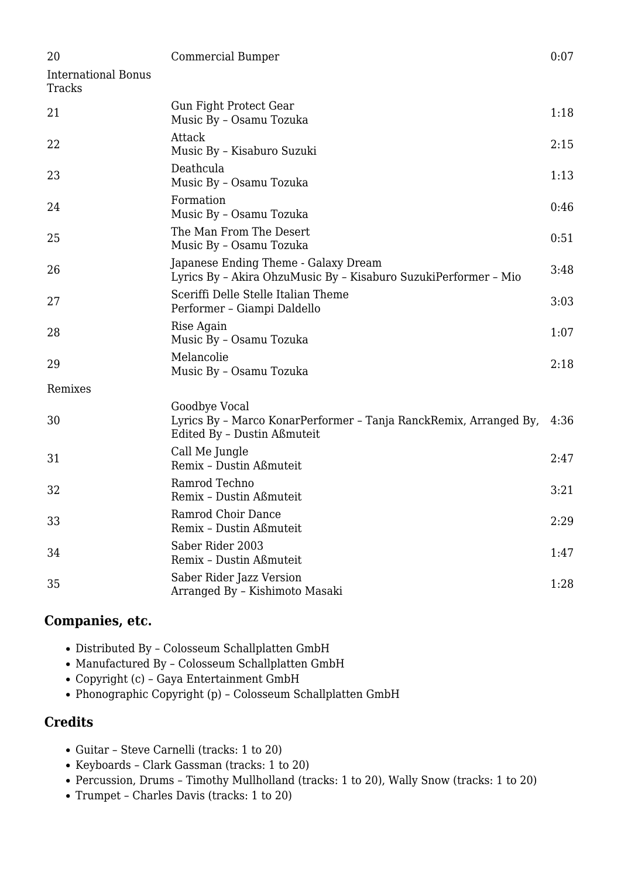| | | |
|---|---|---|
| 20 | Commercial Bumper | 0:07 |
| International Bonus Tracks | | |
| 21 | Gun Fight Protect Gear<br>Music By – Osamu Tozuka | 1:18 |
| 22 | Attack<br>Music By – Kisaburo Suzuki | 2:15 |
| 23 | Deathcula<br>Music By – Osamu Tozuka | 1:13 |
| 24 | Formation<br>Music By – Osamu Tozuka | 0:46 |
| 25 | The Man From The Desert<br>Music By – Osamu Tozuka | 0:51 |
| 26 | Japanese Ending Theme - Galaxy Dream<br>Lyrics By – Akira OhzuMusic By – Kisaburo SuzukiPerformer – Mio | 3:48 |
| 27 | Sceriffi Delle Stelle Italian Theme<br>Performer – Giampi Daldello | 3:03 |
| 28 | Rise Again<br>Music By – Osamu Tozuka | 1:07 |
| 29 | Melancolie<br>Music By – Osamu Tozuka | 2:18 |
| Remixes | | |
| 30 | Goodbye Vocal<br>Lyrics By – Marco KonarPerformer – Tanja RanckRemix, Arranged By, Edited By – Dustin Aßmuteit | 4:36 |
| 31 | Call Me Jungle<br>Remix – Dustin Aßmuteit | 2:47 |
| 32 | Ramrod Techno<br>Remix – Dustin Aßmuteit | 3:21 |
| 33 | Ramrod Choir Dance<br>Remix – Dustin Aßmuteit | 2:29 |
| 34 | Saber Rider 2003<br>Remix – Dustin Aßmuteit | 1:47 |
| 35 | Saber Rider Jazz Version<br>Arranged By – Kishimoto Masaki | 1:28 |

## Companies, etc.

- Distributed By – Colosseum Schallplatten GmbH
- Manufactured By – Colosseum Schallplatten GmbH
- Copyright (c) – Gaya Entertainment GmbH
- Phonographic Copyright (p) – Colosseum Schallplatten GmbH

## Credits

- Guitar – Steve Carnelli (tracks: 1 to 20)
- Keyboards – Clark Gassman (tracks: 1 to 20)
- Percussion, Drums – Timothy Mullholland (tracks: 1 to 20), Wally Snow (tracks: 1 to 20)
- Trumpet – Charles Davis (tracks: 1 to 20)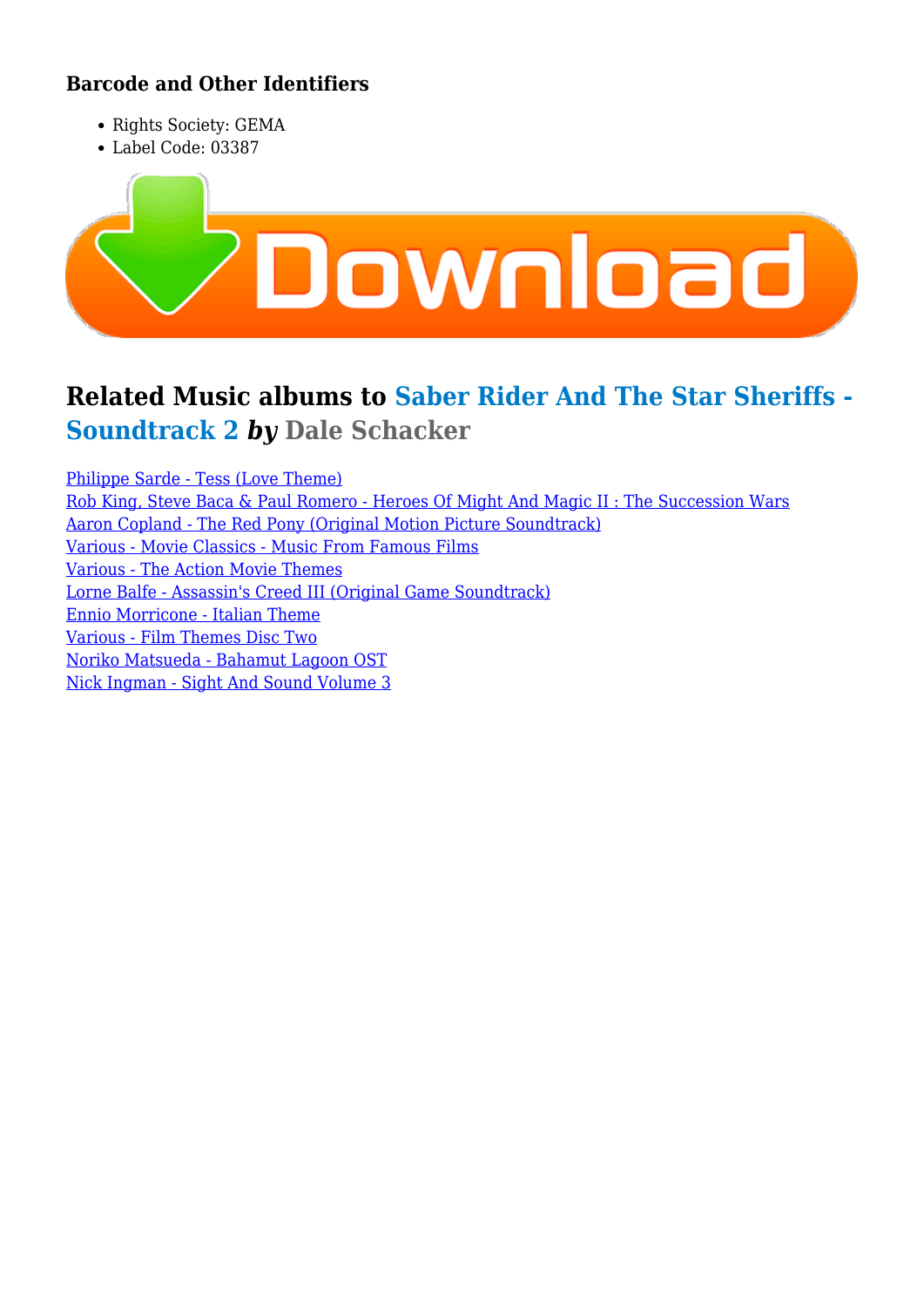### Barcode and Other Identifiers

- Rights Society: GEMA
- Label Code: 03387

## Related Music albums to Saber Rider And The Star Sheriffs - Soundtrack 2 *by* Dale Schacker

Philippe Sarde - Tess (Love Theme)
Rob King, Steve Baca & Paul Romero - Heroes Of Might And Magic II : The Succession Wars
Aaron Copland - The Red Pony (Original Motion Picture Soundtrack)
Various - Movie Classics - Music From Famous Films
Various - The Action Movie Themes
Lorne Balfe - Assassin's Creed III (Original Game Soundtrack)
Ennio Morricone - Italian Theme
Various - Film Themes Disc Two
Noriko Matsueda - Bahamut Lagoon OST
Nick Ingman - Sight And Sound Volume 3